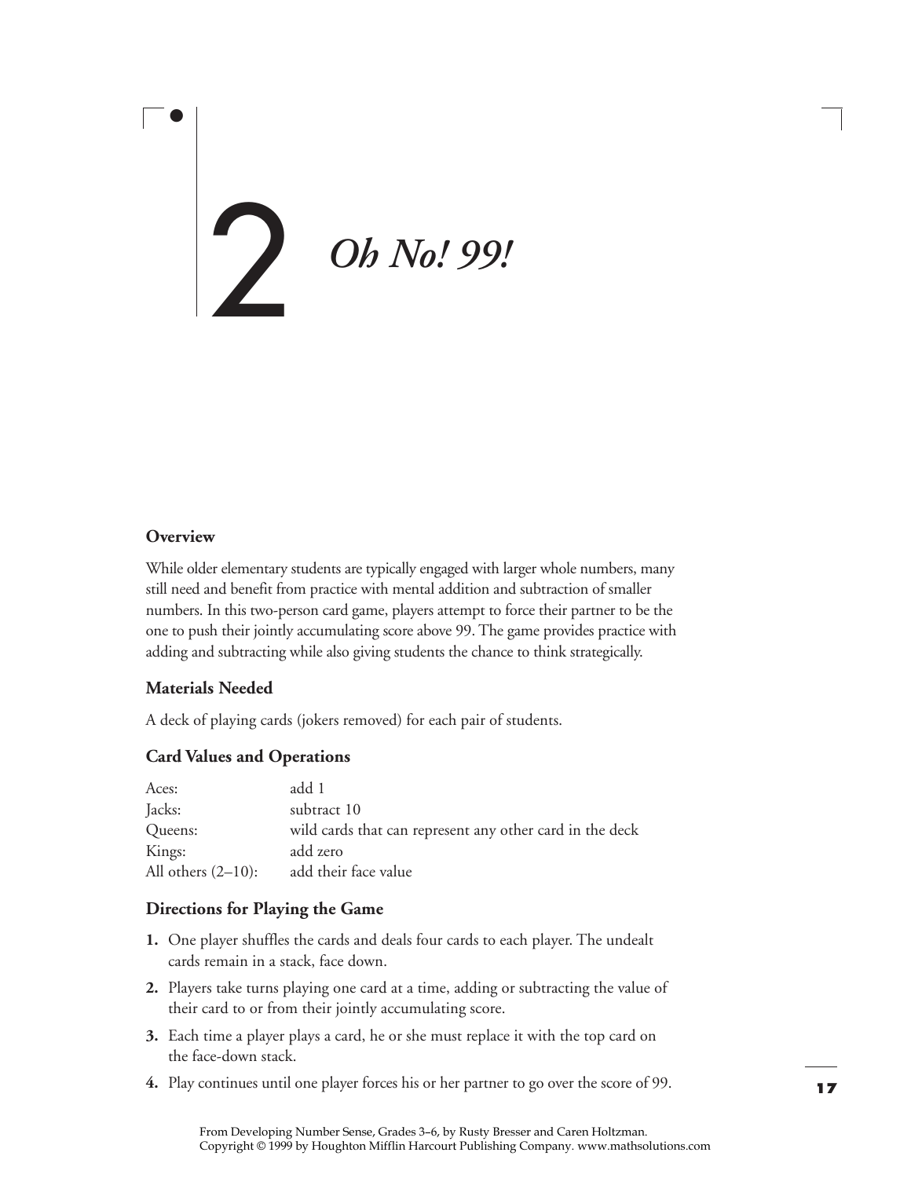# 2 *Oh No! 99!*

### Overview

While older elementary students are typically engaged with larger whole numbers, many still need and benefit from practice with mental addition and subtraction of smaller numbers. In this two-person card game, players attempt to force their partner to be the one to push their jointly accumulating score above 99. The game provides practice with adding and subtracting while also giving students the chance to think strategically.

### Materials Needed

A deck of playing cards (jokers removed) for each pair of students.

### Card Values and Operations

| | |
|---|---|
| Aces: | add 1 |
| Jacks: | subtract 10 |
| Queens: | wild cards that can represent any other card in the deck |
| Kings: | add zero |
| All others (2–10): | add their face value |

### Directions for Playing the Game

1. One player shuffles the cards and deals four cards to each player. The undealt cards remain in a stack, face down.
2. Players take turns playing one card at a time, adding or subtracting the value of their card to or from their jointly accumulating score.
3. Each time a player plays a card, he or she must replace it with the top card on the face-down stack.
4. Play continues until one player forces his or her partner to go over the score of 99.

From Developing Number Sense, Grades 3–6, by Rusty Bresser and Caren Holtzman. Copyright © 1999 by Houghton Mifflin Harcourt Publishing Company. www.mathsolutions.com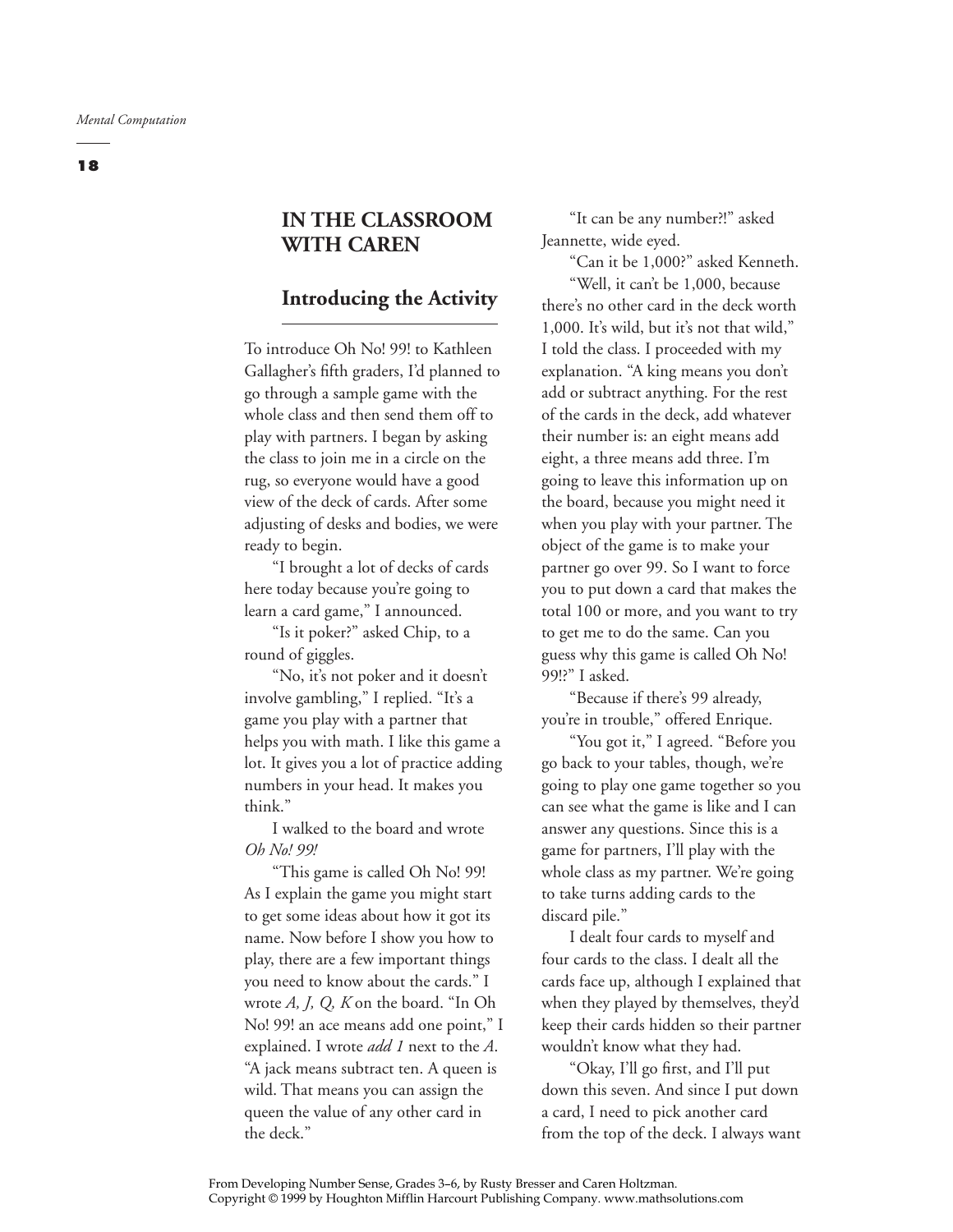## IN THE CLASSROOM WITH CAREN

### Introducing the Activity

To introduce Oh No! 99! to Kathleen Gallagher's fifth graders, I'd planned to go through a sample game with the whole class and then send them off to play with partners. I began by asking the class to join me in a circle on the rug, so everyone would have a good view of the deck of cards. After some adjusting of desks and bodies, we were ready to begin.

"I brought a lot of decks of cards here today because you're going to learn a card game," I announced.

"Is it poker?" asked Chip, to a round of giggles.

"No, it's not poker and it doesn't involve gambling," I replied. "It's a game you play with a partner that helps you with math. I like this game a lot. It gives you a lot of practice adding numbers in your head. It makes you think."

I walked to the board and wrote *Oh No! 99!*

"This game is called Oh No! 99! As I explain the game you might start to get some ideas about how it got its name. Now before I show you how to play, there are a few important things you need to know about the cards." I wrote *A, J, Q, K* on the board. "In Oh No! 99! an ace means add one point," I explained. I wrote *add 1* next to the *A*. "A jack means subtract ten. A queen is wild. That means you can assign the queen the value of any other card in the deck."

"It can be any number?!" asked Jeannette, wide eyed.

"Can it be 1,000?" asked Kenneth.

"Well, it can't be 1,000, because there's no other card in the deck worth 1,000. It's wild, but it's not that wild," I told the class. I proceeded with my explanation. "A king means you don't add or subtract anything. For the rest of the cards in the deck, add whatever their number is: an eight means add eight, a three means add three. I'm going to leave this information up on the board, because you might need it when you play with your partner. The object of the game is to make your partner go over 99. So I want to force you to put down a card that makes the total 100 or more, and you want to try to get me to do the same. Can you guess why this game is called Oh No! 99!?" I asked.

"Because if there's 99 already, you're in trouble," offered Enrique.

"You got it," I agreed. "Before you go back to your tables, though, we're going to play one game together so you can see what the game is like and I can answer any questions. Since this is a game for partners, I'll play with the whole class as my partner. We're going to take turns adding cards to the discard pile."

I dealt four cards to myself and four cards to the class. I dealt all the cards face up, although I explained that when they played by themselves, they'd keep their cards hidden so their partner wouldn't know what they had.

"Okay, I'll go first, and I'll put down this seven. And since I put down a card, I need to pick another card from the top of the deck. I always want

From Developing Number Sense, Grades 3–6, by Rusty Bresser and Caren Holtzman.
Copyright © 1999 by Houghton Mifflin Harcourt Publishing Company. www.mathsolutions.com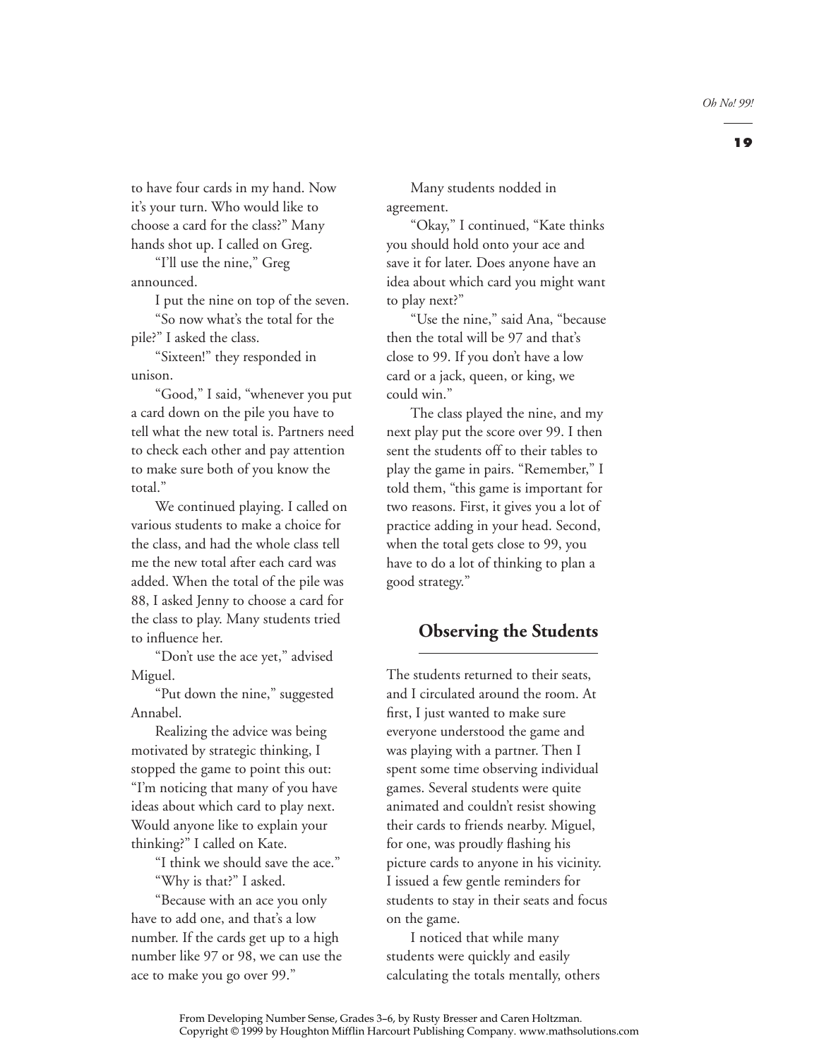to have four cards in my hand. Now it's your turn. Who would like to choose a card for the class?" Many hands shot up. I called on Greg.

"I'll use the nine," Greg announced.

I put the nine on top of the seven.

"So now what's the total for the pile?" I asked the class.

"Sixteen!" they responded in unison.

"Good," I said, "whenever you put a card down on the pile you have to tell what the new total is. Partners need to check each other and pay attention to make sure both of you know the total."

We continued playing. I called on various students to make a choice for the class, and had the whole class tell me the new total after each card was added. When the total of the pile was 88, I asked Jenny to choose a card for the class to play. Many students tried to influence her.

"Don't use the ace yet," advised Miguel.

"Put down the nine," suggested Annabel.

Realizing the advice was being motivated by strategic thinking, I stopped the game to point this out: "I'm noticing that many of you have ideas about which card to play next. Would anyone like to explain your thinking?" I called on Kate.

"I think we should save the ace."

"Why is that?" I asked.

"Because with an ace you only have to add one, and that's a low number. If the cards get up to a high number like 97 or 98, we can use the ace to make you go over 99."

Many students nodded in agreement.

"Okay," I continued, "Kate thinks you should hold onto your ace and save it for later. Does anyone have an idea about which card you might want to play next?"

"Use the nine," said Ana, "because then the total will be 97 and that's close to 99. If you don't have a low card or a jack, queen, or king, we could win."

The class played the nine, and my next play put the score over 99. I then sent the students off to their tables to play the game in pairs. "Remember," I told them, "this game is important for two reasons. First, it gives you a lot of practice adding in your head. Second, when the total gets close to 99, you have to do a lot of thinking to plan a good strategy."

## Observing the Students

The students returned to their seats, and I circulated around the room. At first, I just wanted to make sure everyone understood the game and was playing with a partner. Then I spent some time observing individual games. Several students were quite animated and couldn't resist showing their cards to friends nearby. Miguel, for one, was proudly flashing his picture cards to anyone in his vicinity. I issued a few gentle reminders for students to stay in their seats and focus on the game.

I noticed that while many students were quickly and easily calculating the totals mentally, others

From Developing Number Sense, Grades 3–6, by Rusty Bresser and Caren Holtzman.
Copyright © 1999 by Houghton Mifflin Harcourt Publishing Company. www.mathsolutions.com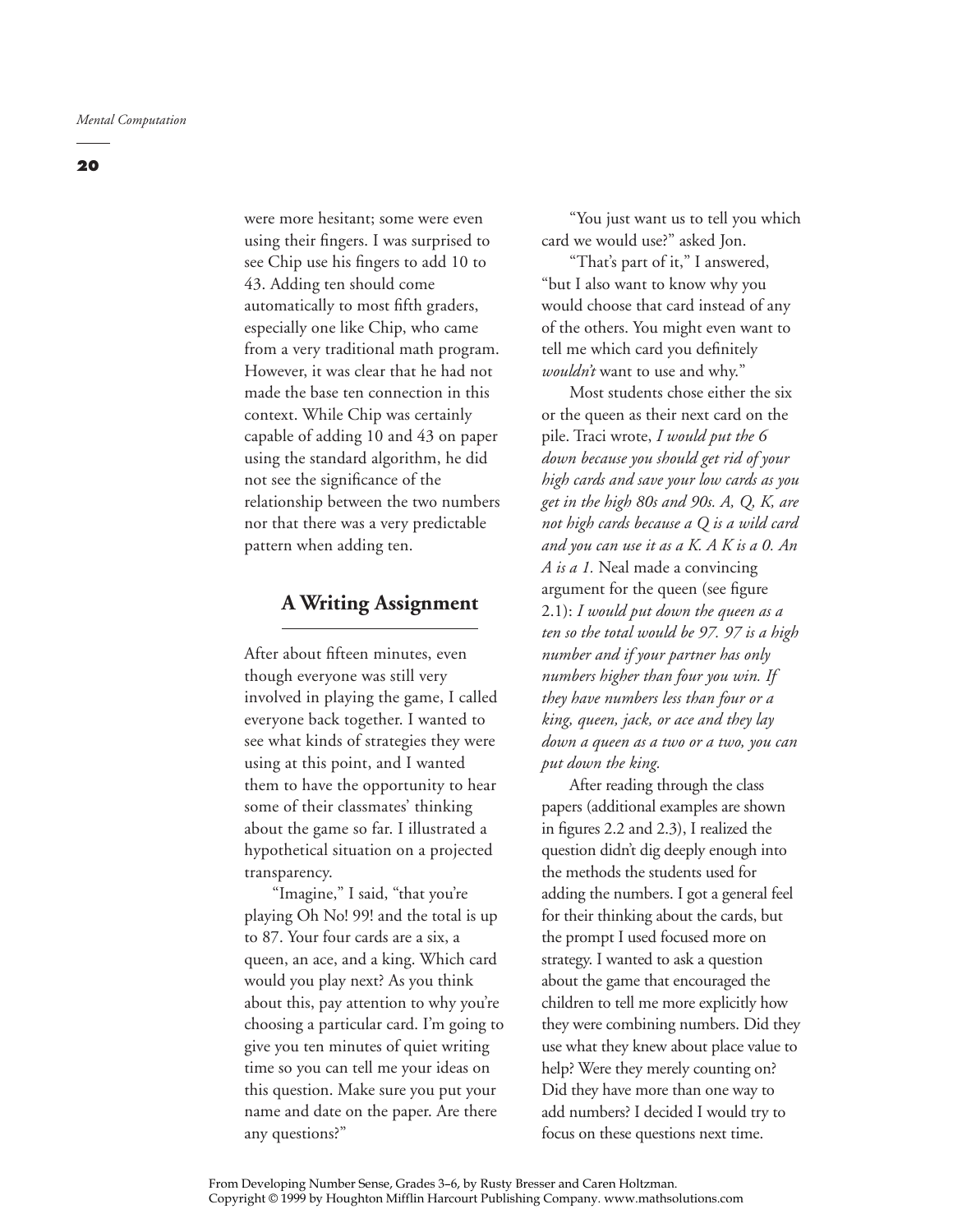were more hesitant; some were even using their fingers. I was surprised to see Chip use his fingers to add 10 to 43. Adding ten should come automatically to most fifth graders, especially one like Chip, who came from a very traditional math program. However, it was clear that he had not made the base ten connection in this context. While Chip was certainly capable of adding 10 and 43 on paper using the standard algorithm, he did not see the significance of the relationship between the two numbers nor that there was a very predictable pattern when adding ten.

## A Writing Assignment

After about fifteen minutes, even though everyone was still very involved in playing the game, I called everyone back together. I wanted to see what kinds of strategies they were using at this point, and I wanted them to have the opportunity to hear some of their classmates' thinking about the game so far. I illustrated a hypothetical situation on a projected transparency.

"Imagine," I said, "that you're playing Oh No! 99! and the total is up to 87. Your four cards are a six, a queen, an ace, and a king. Which card would you play next? As you think about this, pay attention to why you're choosing a particular card. I'm going to give you ten minutes of quiet writing time so you can tell me your ideas on this question. Make sure you put your name and date on the paper. Are there any questions?"

"You just want us to tell you which card we would use?" asked Jon.

"That's part of it," I answered, "but I also want to know why you would choose that card instead of any of the others. You might even want to tell me which card you definitely *wouldn't* want to use and why."

Most students chose either the six or the queen as their next card on the pile. Traci wrote, *I would put the 6 down because you should get rid of your high cards and save your low cards as you get in the high 80s and 90s. A, Q, K, are not high cards because a Q is a wild card and you can use it as a K. A K is a 0. An A is a 1.* Neal made a convincing argument for the queen (see figure 2.1): *I would put down the queen as a ten so the total would be 97. 97 is a high number and if your partner has only numbers higher than four you win. If they have numbers less than four or a king, queen, jack, or ace and they lay down a queen as a two or a two, you can put down the king.*

After reading through the class papers (additional examples are shown in figures 2.2 and 2.3), I realized the question didn't dig deeply enough into the methods the students used for adding the numbers. I got a general feel for their thinking about the cards, but the prompt I used focused more on strategy. I wanted to ask a question about the game that encouraged the children to tell me more explicitly how they were combining numbers. Did they use what they knew about place value to help? Were they merely counting on? Did they have more than one way to add numbers? I decided I would try to focus on these questions next time.

From Developing Number Sense, Grades 3–6, by Rusty Bresser and Caren Holtzman.
Copyright © 1999 by Houghton Mifflin Harcourt Publishing Company. www.mathsolutions.com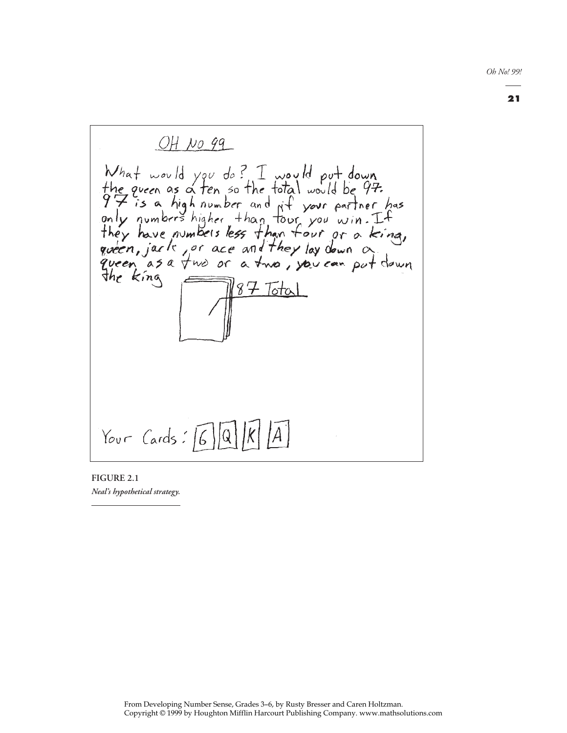OH NO 99

What would you do? I would put down the queen as a ten so the total would be 97. 97 is a high number and if your partner has only numbers higher than four, you win. If they have numbels less than four or a king, queen, jack, or ace and they lay down a queen as a two or a two, you can put down the king

87 Total

Your Cards: 6 Q K A

**FIGURE 2.1**
*Neal's hypothetical strategy.*

From Developing Number Sense, Grades 3–6, by Rusty Bresser and Caren Holtzman.
Copyright © 1999 by Houghton Mifflin Harcourt Publishing Company. www.mathsolutions.com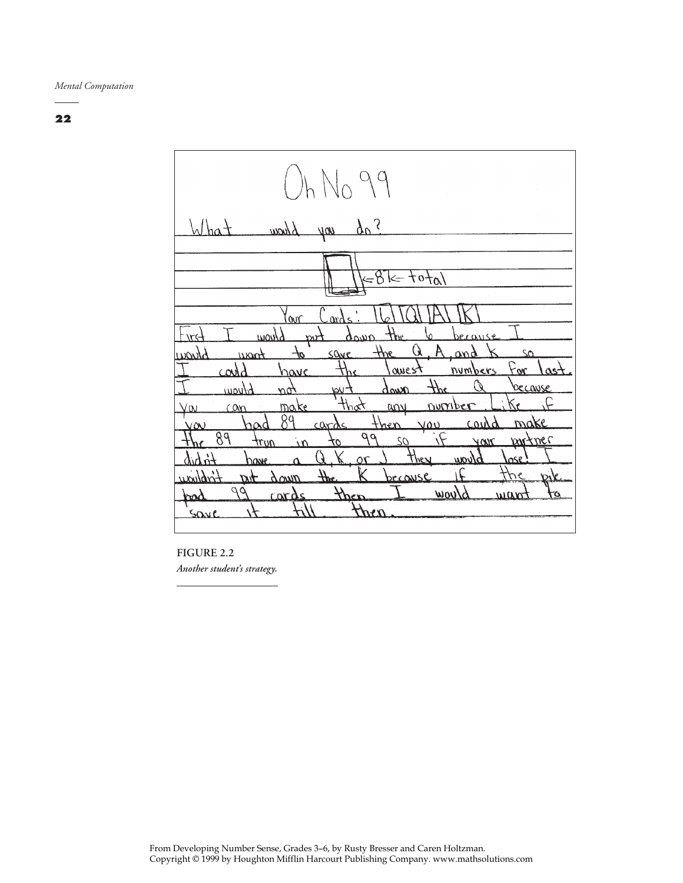Oh No 99

What would you do?

[ ] ← 81 ← total

Your Cards: 6 Q A K

First I would put down the 6 because I would want to save the Q, A, and K so I could have the lowest numbers for last. I would not put down the Q because you can make that any number. Like if you had 89 cards then you could make the 89 trun in to 99 so if your partner didn't have a Q, K, or J they would lose! I wouldn't put down the K because if the pile had 99 cards then I would want to save it till then.

**FIGURE 2.2**
***Another student's strategy.***

From Developing Number Sense, Grades 3–6, by Rusty Bresser and Caren Holtzman.
Copyright © 1999 by Houghton Mifflin Harcourt Publishing Company. www.mathsolutions.com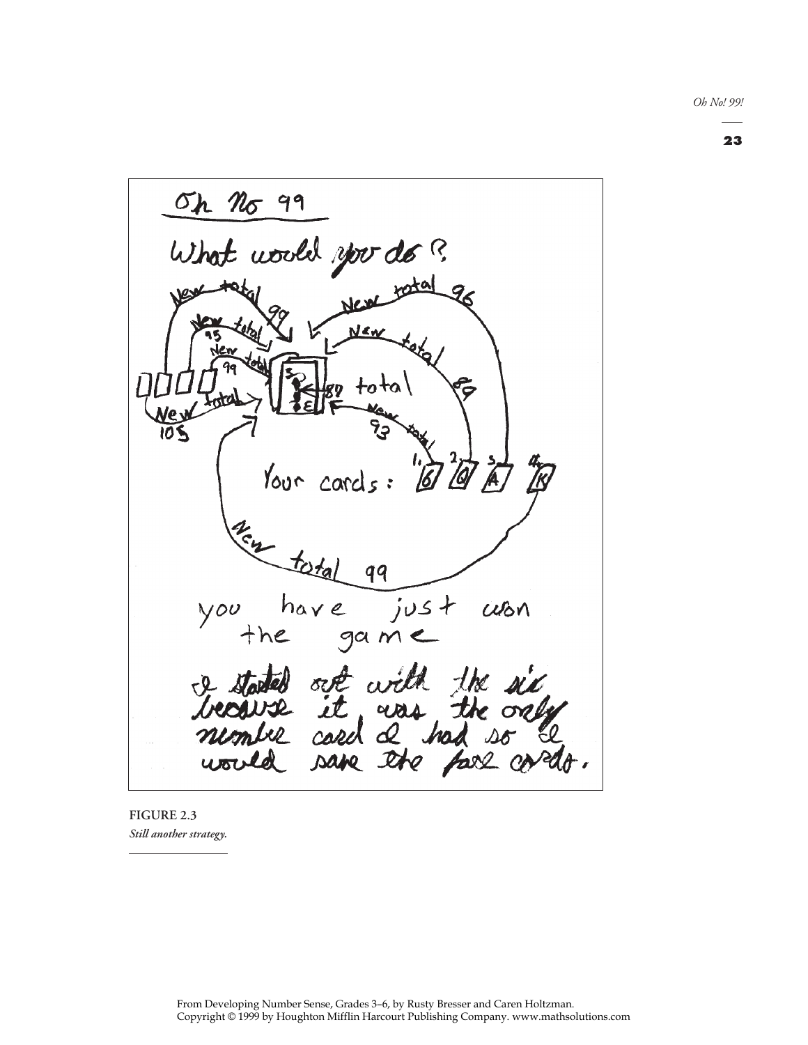Oh No 99

What would you do?

Your cards: 6 Q A K

New total 99

you have just won the game

I started out with the six because it was the only number card I had so I would save the face cards.

**FIGURE 2.3**
*Still another strategy.*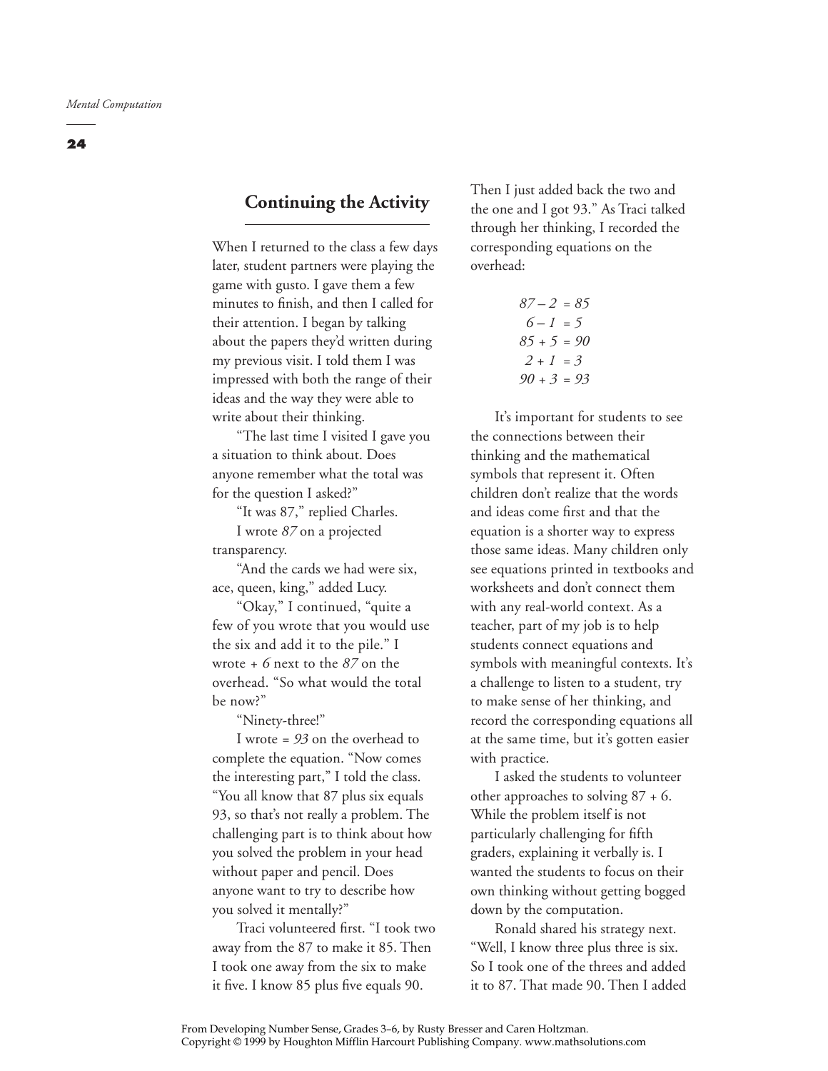## Continuing the Activity

When I returned to the class a few days later, student partners were playing the game with gusto. I gave them a few minutes to finish, and then I called for their attention. I began by talking about the papers they'd written during my previous visit. I told them I was impressed with both the range of their ideas and the way they were able to write about their thinking.

"The last time I visited I gave you a situation to think about. Does anyone remember what the total was for the question I asked?"

"It was 87," replied Charles.

I wrote *87* on a projected transparency.

"And the cards we had were six, ace, queen, king," added Lucy.

"Okay," I continued, "quite a few of you wrote that you would use the six and add it to the pile." I wrote *+ 6* next to the *87* on the overhead. "So what would the total be now?"

"Ninety-three!"

I wrote *= 93* on the overhead to complete the equation. "Now comes the interesting part," I told the class. "You all know that 87 plus six equals 93, so that's not really a problem. The challenging part is to think about how you solved the problem in your head without paper and pencil. Does anyone want to try to describe how you solved it mentally?"

Traci volunteered first. "I took two away from the 87 to make it 85. Then I took one away from the six to make it five. I know 85 plus five equals 90. Then I just added back the two and the one and I got 93." As Traci talked through her thinking, I recorded the corresponding equations on the overhead:

$$87 - 2 = 85$$
$$6 - 1 = 5$$
$$85 + 5 = 90$$
$$2 + 1 = 3$$
$$90 + 3 = 93$$

It's important for students to see the connections between their thinking and the mathematical symbols that represent it. Often children don't realize that the words and ideas come first and that the equation is a shorter way to express those same ideas. Many children only see equations printed in textbooks and worksheets and don't connect them with any real-world context. As a teacher, part of my job is to help students connect equations and symbols with meaningful contexts. It's a challenge to listen to a student, try to make sense of her thinking, and record the corresponding equations all at the same time, but it's gotten easier with practice.

I asked the students to volunteer other approaches to solving 87 + 6. While the problem itself is not particularly challenging for fifth graders, explaining it verbally is. I wanted the students to focus on their own thinking without getting bogged down by the computation.

Ronald shared his strategy next. "Well, I know three plus three is six. So I took one of the threes and added it to 87. That made 90. Then I added

From Developing Number Sense, Grades 3–6, by Rusty Bresser and Caren Holtzman.
Copyright © 1999 by Houghton Mifflin Harcourt Publishing Company. www.mathsolutions.com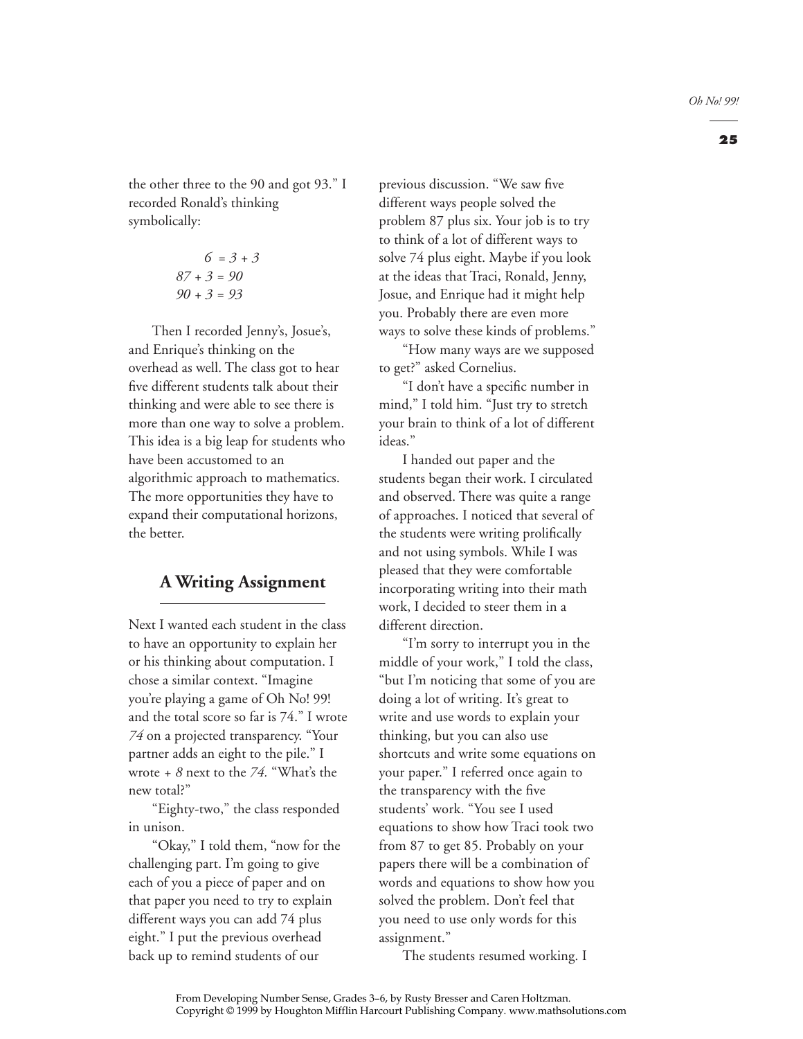the other three to the 90 and got 93." I recorded Ronald's thinking symbolically:

$$6 = 3 + 3$$
$$87 + 3 = 90$$
$$90 + 3 = 93$$

Then I recorded Jenny's, Josue's, and Enrique's thinking on the overhead as well. The class got to hear five different students talk about their thinking and were able to see there is more than one way to solve a problem. This idea is a big leap for students who have been accustomed to an algorithmic approach to mathematics. The more opportunities they have to expand their computational horizons, the better.

## A Writing Assignment

Next I wanted each student in the class to have an opportunity to explain her or his thinking about computation. I chose a similar context. "Imagine you're playing a game of Oh No! 99! and the total score so far is 74." I wrote *74* on a projected transparency. "Your partner adds an eight to the pile." I wrote *+ 8* next to the *74*. "What's the new total?"

"Eighty-two," the class responded in unison.

"Okay," I told them, "now for the challenging part. I'm going to give each of you a piece of paper and on that paper you need to try to explain different ways you can add 74 plus eight." I put the previous overhead back up to remind students of our previous discussion. "We saw five different ways people solved the problem 87 plus six. Your job is to try to think of a lot of different ways to solve 74 plus eight. Maybe if you look at the ideas that Traci, Ronald, Jenny, Josue, and Enrique had it might help you. Probably there are even more ways to solve these kinds of problems."

"How many ways are we supposed to get?" asked Cornelius.

"I don't have a specific number in mind," I told him. "Just try to stretch your brain to think of a lot of different ideas."

I handed out paper and the students began their work. I circulated and observed. There was quite a range of approaches. I noticed that several of the students were writing prolifically and not using symbols. While I was pleased that they were comfortable incorporating writing into their math work, I decided to steer them in a different direction.

"I'm sorry to interrupt you in the middle of your work," I told the class, "but I'm noticing that some of you are doing a lot of writing. It's great to write and use words to explain your thinking, but you can also use shortcuts and write some equations on your paper." I referred once again to the transparency with the five students' work. "You see I used equations to show how Traci took two from 87 to get 85. Probably on your papers there will be a combination of words and equations to show how you solved the problem. Don't feel that you need to use only words for this assignment."

The students resumed working. I

From Developing Number Sense, Grades 3–6, by Rusty Bresser and Caren Holtzman. Copyright © 1999 by Houghton Mifflin Harcourt Publishing Company. www.mathsolutions.com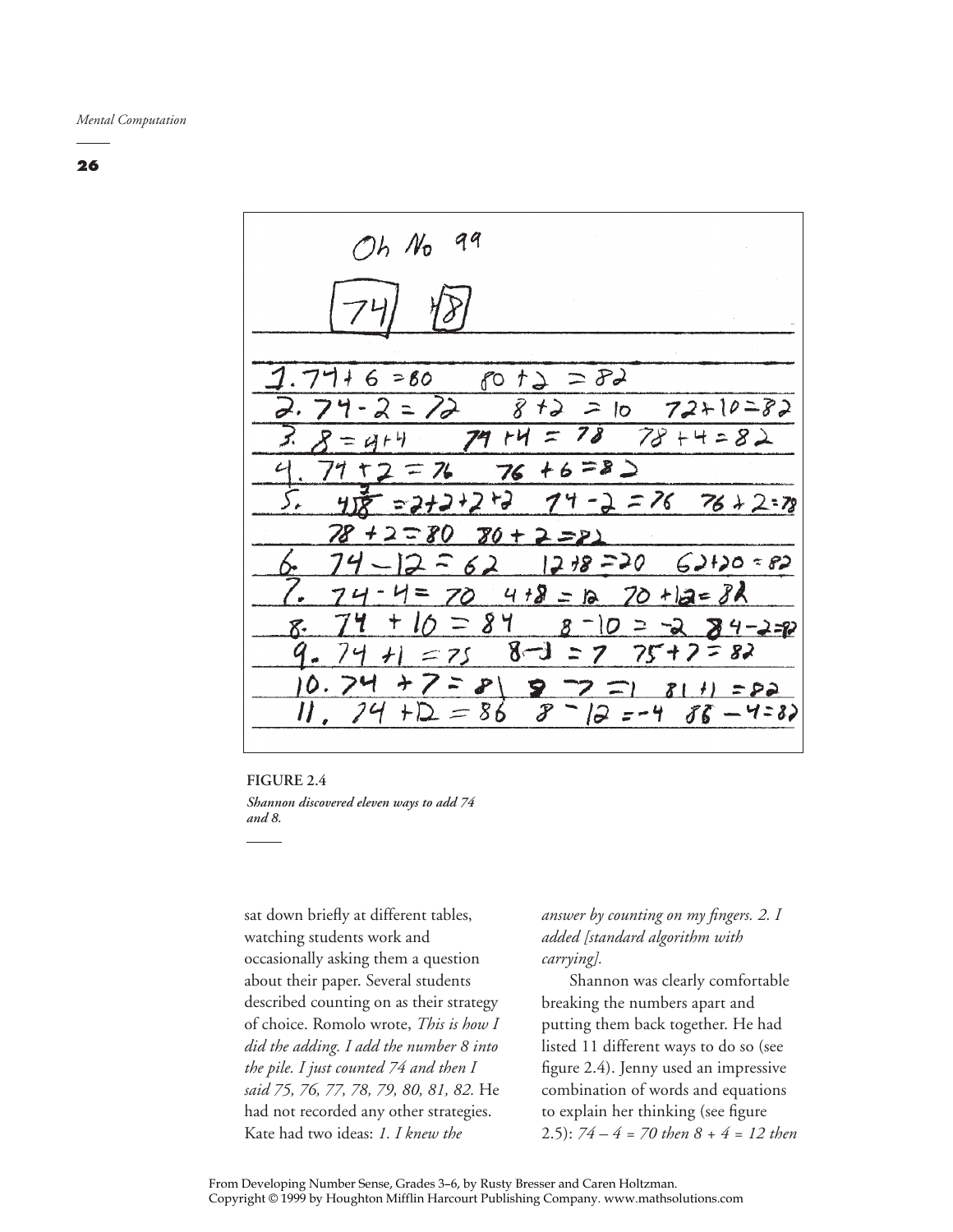Oh No 99

74 + 8

1. 74 + 6 = 80   80 + 2 = 82
2. 74 − 2 = 72   8 + 2 = 10   72 + 10 = 82
3. 8 = 4 + 4   74 + 4 = 78   78 + 4 = 82
4. 74 + 2 = 76   76 + 6 = 82
5. 4)8 = 2 + 2 + 2 + 2   74 + 2 = 76   76 + 2 = 78   78 + 2 = 80   80 + 2 = 82
6. 74 − 12 = 62   12 + 8 = 20   62 + 20 = 82
7. 74 − 4 = 70   4 + 8 = 12   70 + 12 = 82
8. 74 + 10 = 84   8 − 10 = −2   84 − 2 = 82
9. 74 + 1 = 75   8 − 1 = 7   75 + 7 = 82
10. 74 + 7 = 81   8 − 7 = 1   81 + 1 = 82
11. 74 + 12 = 86   8 − 12 = −4   86 − 4 = 82

**FIGURE 2.4**

***Shannon discovered eleven ways to add 74 and 8.***

sat down briefly at different tables, watching students work and occasionally asking them a question about their paper. Several students described counting on as their strategy of choice. Romolo wrote, *This is how I did the adding. I add the number 8 into the pile. I just counted 74 and then I said 75, 76, 77, 78, 79, 80, 81, 82.* He had not recorded any other strategies. Kate had two ideas: *1. I knew the answer by counting on my fingers. 2. I added [standard algorithm with carrying].*

Shannon was clearly comfortable breaking the numbers apart and putting them back together. He had listed 11 different ways to do so (see figure 2.4). Jenny used an impressive combination of words and equations to explain her thinking (see figure 2.5): *74 – 4 = 70 then 8 + 4 = 12 then*

From Developing Number Sense, Grades 3–6, by Rusty Bresser and Caren Holtzman.
Copyright © 1999 by Houghton Mifflin Harcourt Publishing Company. www.mathsolutions.com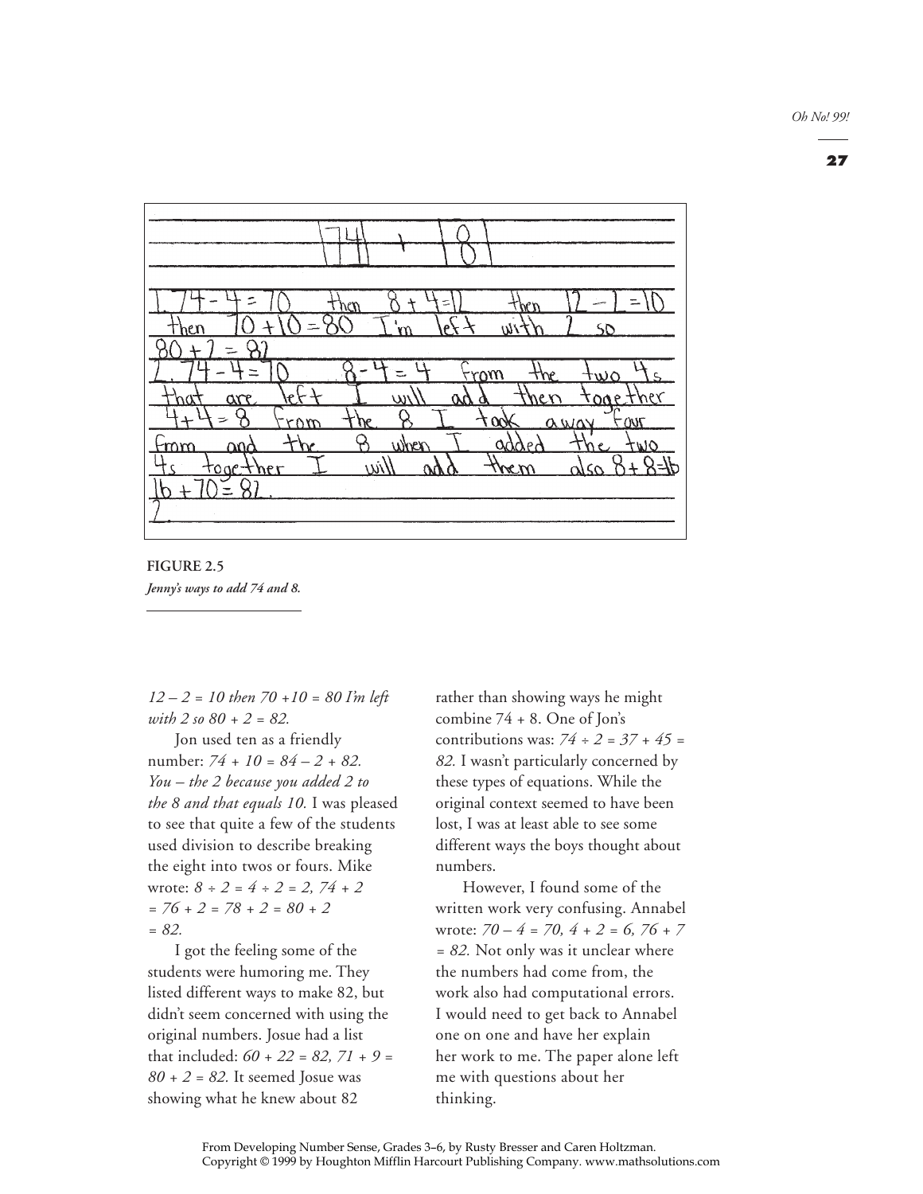74 + 8

1. $74 - 4 = 70$ then $8 + 4 = 12$ then $12 - 2 = 10$ then $70 + 10 = 80$ I'm left with 2 so $80 + 2 = 82$

2. $74 - 4 = 70$ $8 - 4 = 4$ from the two 4s that are left I will add then together $4 + 4 = 8$ from the 8 I took away four from and the 8 when I added the two 4s together I will add them also $8 + 8 = 16$ $16 + 70 = 82$.

3.

**FIGURE 2.5**
***Jenny's ways to add 74 and 8.***

*12 – 2 = 10 then 70 +10 = 80 I'm left with 2 so 80 + 2 = 82.*

Jon used ten as a friendly number: *74 + 10 = 84 – 2 + 82. You – the 2 because you added 2 to the 8 and that equals 10.* I was pleased to see that quite a few of the students used division to describe breaking the eight into twos or fours. Mike wrote: *8 ÷ 2 = 4 ÷ 2 = 2, 74 + 2 = 76 + 2 = 78 + 2 = 80 + 2 = 82.*

I got the feeling some of the students were humoring me. They listed different ways to make 82, but didn't seem concerned with using the original numbers. Josue had a list that included: *60 + 22 = 82, 71 + 9 = 80 + 2 = 82.* It seemed Josue was showing what he knew about 82 rather than showing ways he might combine 74 + 8. One of Jon's contributions was: *74 ÷ 2 = 37 + 45 = 82.* I wasn't particularly concerned by these types of equations. While the original context seemed to have been lost, I was at least able to see some different ways the boys thought about numbers.

However, I found some of the written work very confusing. Annabel wrote: *70 – 4 = 70, 4 + 2 = 6, 76 + 7 = 82.* Not only was it unclear where the numbers had come from, the work also had computational errors. I would need to get back to Annabel one on one and have her explain her work to me. The paper alone left me with questions about her thinking.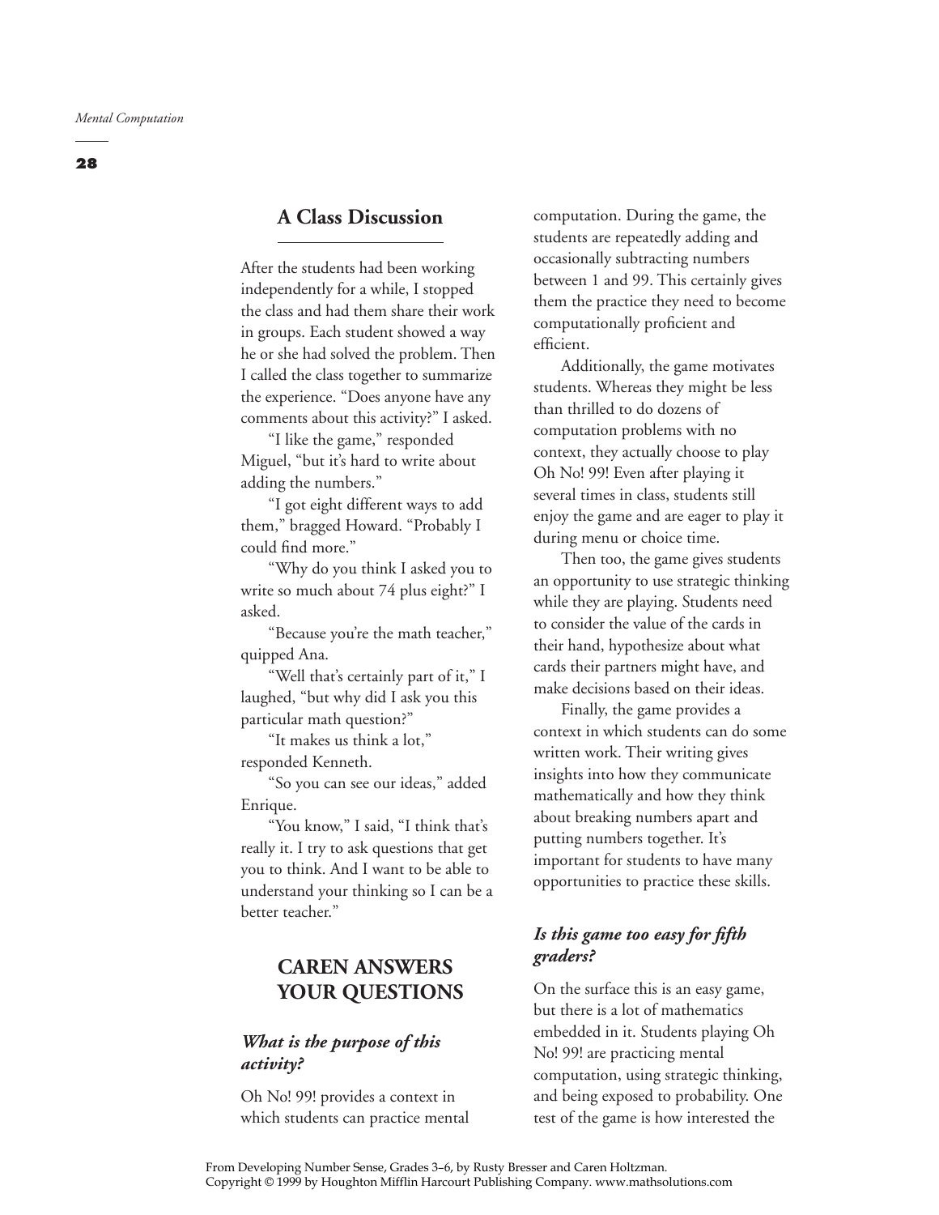## A Class Discussion

After the students had been working independently for a while, I stopped the class and had them share their work in groups. Each student showed a way he or she had solved the problem. Then I called the class together to summarize the experience. "Does anyone have any comments about this activity?" I asked.

"I like the game," responded Miguel, "but it's hard to write about adding the numbers."

"I got eight different ways to add them," bragged Howard. "Probably I could find more."

"Why do you think I asked you to write so much about 74 plus eight?" I asked.

"Because you're the math teacher," quipped Ana.

"Well that's certainly part of it," I laughed, "but why did I ask you this particular math question?"

"It makes us think a lot," responded Kenneth.

"So you can see our ideas," added Enrique.

"You know," I said, "I think that's really it. I try to ask questions that get you to think. And I want to be able to understand your thinking so I can be a better teacher."

## CAREN ANSWERS YOUR QUESTIONS

### *What is the purpose of this activity?*

Oh No! 99! provides a context in which students can practice mental computation. During the game, the students are repeatedly adding and occasionally subtracting numbers between 1 and 99. This certainly gives them the practice they need to become computationally proficient and efficient.

Additionally, the game motivates students. Whereas they might be less than thrilled to do dozens of computation problems with no context, they actually choose to play Oh No! 99! Even after playing it several times in class, students still enjoy the game and are eager to play it during menu or choice time.

Then too, the game gives students an opportunity to use strategic thinking while they are playing. Students need to consider the value of the cards in their hand, hypothesize about what cards their partners might have, and make decisions based on their ideas.

Finally, the game provides a context in which students can do some written work. Their writing gives insights into how they communicate mathematically and how they think about breaking numbers apart and putting numbers together. It's important for students to have many opportunities to practice these skills.

### *Is this game too easy for fifth graders?*

On the surface this is an easy game, but there is a lot of mathematics embedded in it. Students playing Oh No! 99! are practicing mental computation, using strategic thinking, and being exposed to probability. One test of the game is how interested the

From Developing Number Sense, Grades 3–6, by Rusty Bresser and Caren Holtzman.
Copyright © 1999 by Houghton Mifflin Harcourt Publishing Company. www.mathsolutions.com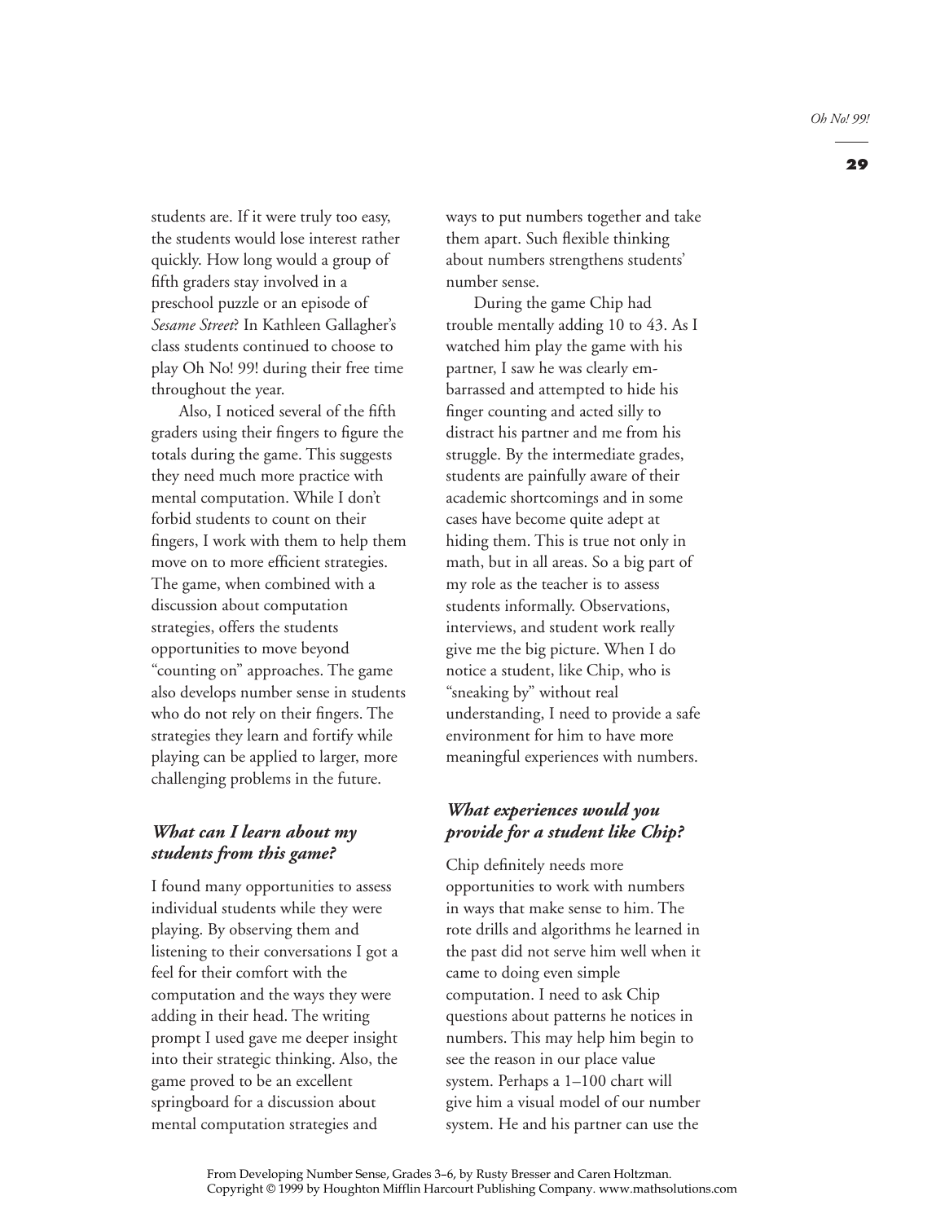students are. If it were truly too easy, the students would lose interest rather quickly. How long would a group of fifth graders stay involved in a preschool puzzle or an episode of *Sesame Street*? In Kathleen Gallagher's class students continued to choose to play Oh No! 99! during their free time throughout the year.

Also, I noticed several of the fifth graders using their fingers to figure the totals during the game. This suggests they need much more practice with mental computation. While I don't forbid students to count on their fingers, I work with them to help them move on to more efficient strategies. The game, when combined with a discussion about computation strategies, offers the students opportunities to move beyond "counting on" approaches. The game also develops number sense in students who do not rely on their fingers. The strategies they learn and fortify while playing can be applied to larger, more challenging problems in the future.

### *What can I learn about my students from this game?*

I found many opportunities to assess individual students while they were playing. By observing them and listening to their conversations I got a feel for their comfort with the computation and the ways they were adding in their head. The writing prompt I used gave me deeper insight into their strategic thinking. Also, the game proved to be an excellent springboard for a discussion about mental computation strategies and ways to put numbers together and take them apart. Such flexible thinking about numbers strengthens students' number sense.

During the game Chip had trouble mentally adding 10 to 43. As I watched him play the game with his partner, I saw he was clearly embarrassed and attempted to hide his finger counting and acted silly to distract his partner and me from his struggle. By the intermediate grades, students are painfully aware of their academic shortcomings and in some cases have become quite adept at hiding them. This is true not only in math, but in all areas. So a big part of my role as the teacher is to assess students informally. Observations, interviews, and student work really give me the big picture. When I do notice a student, like Chip, who is "sneaking by" without real understanding, I need to provide a safe environment for him to have more meaningful experiences with numbers.

### *What experiences would you provide for a student like Chip?*

Chip definitely needs more opportunities to work with numbers in ways that make sense to him. The rote drills and algorithms he learned in the past did not serve him well when it came to doing even simple computation. I need to ask Chip questions about patterns he notices in numbers. This may help him begin to see the reason in our place value system. Perhaps a 1–100 chart will give him a visual model of our number system. He and his partner can use the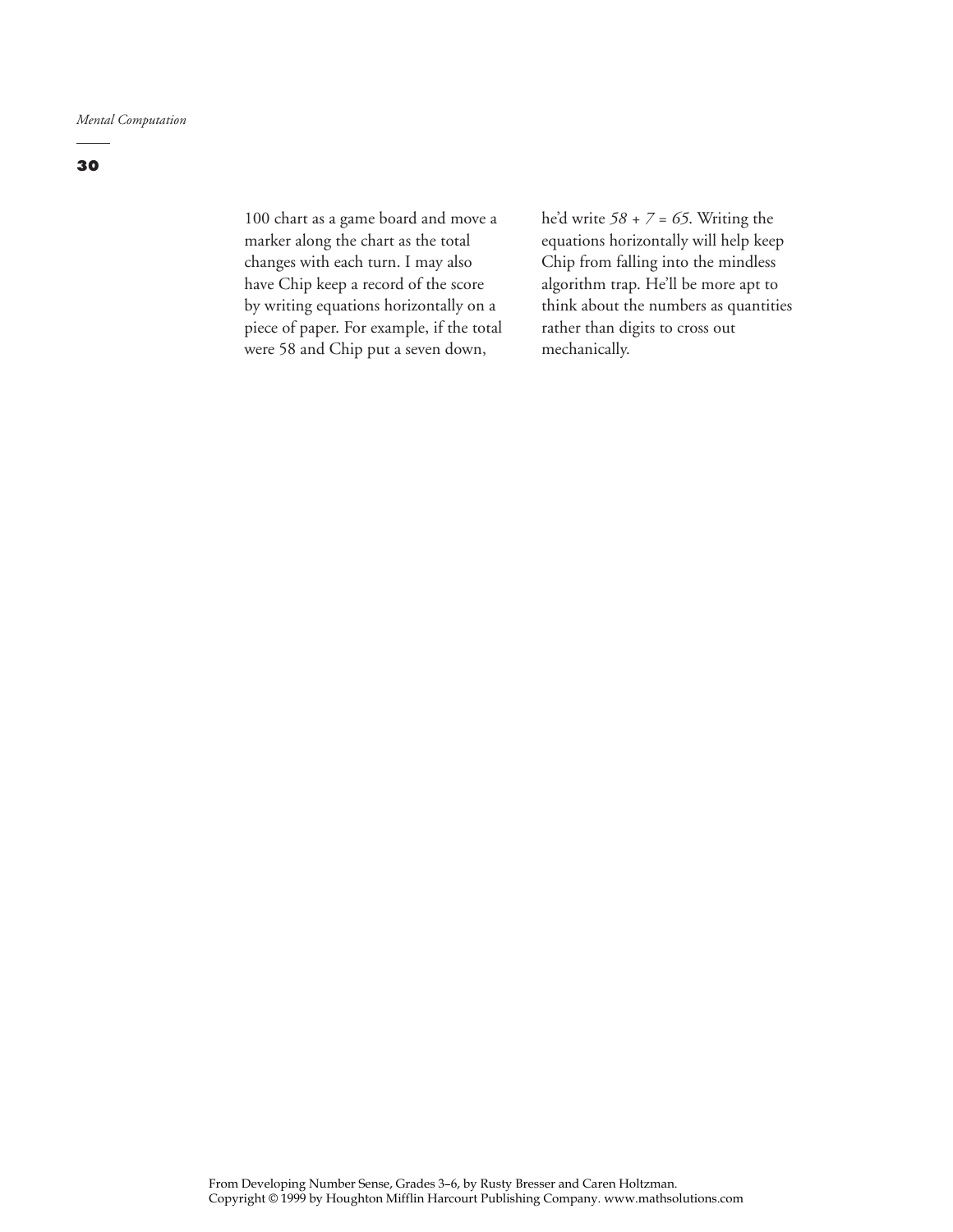100 chart as a game board and move a marker along the chart as the total changes with each turn. I may also have Chip keep a record of the score by writing equations horizontally on a piece of paper. For example, if the total were 58 and Chip put a seven down, he'd write $58 + 7 = 65$. Writing the equations horizontally will help keep Chip from falling into the mindless algorithm trap. He'll be more apt to think about the numbers as quantities rather than digits to cross out mechanically.

From Developing Number Sense, Grades 3–6, by Rusty Bresser and Caren Holtzman.
Copyright © 1999 by Houghton Mifflin Harcourt Publishing Company. www.mathsolutions.com